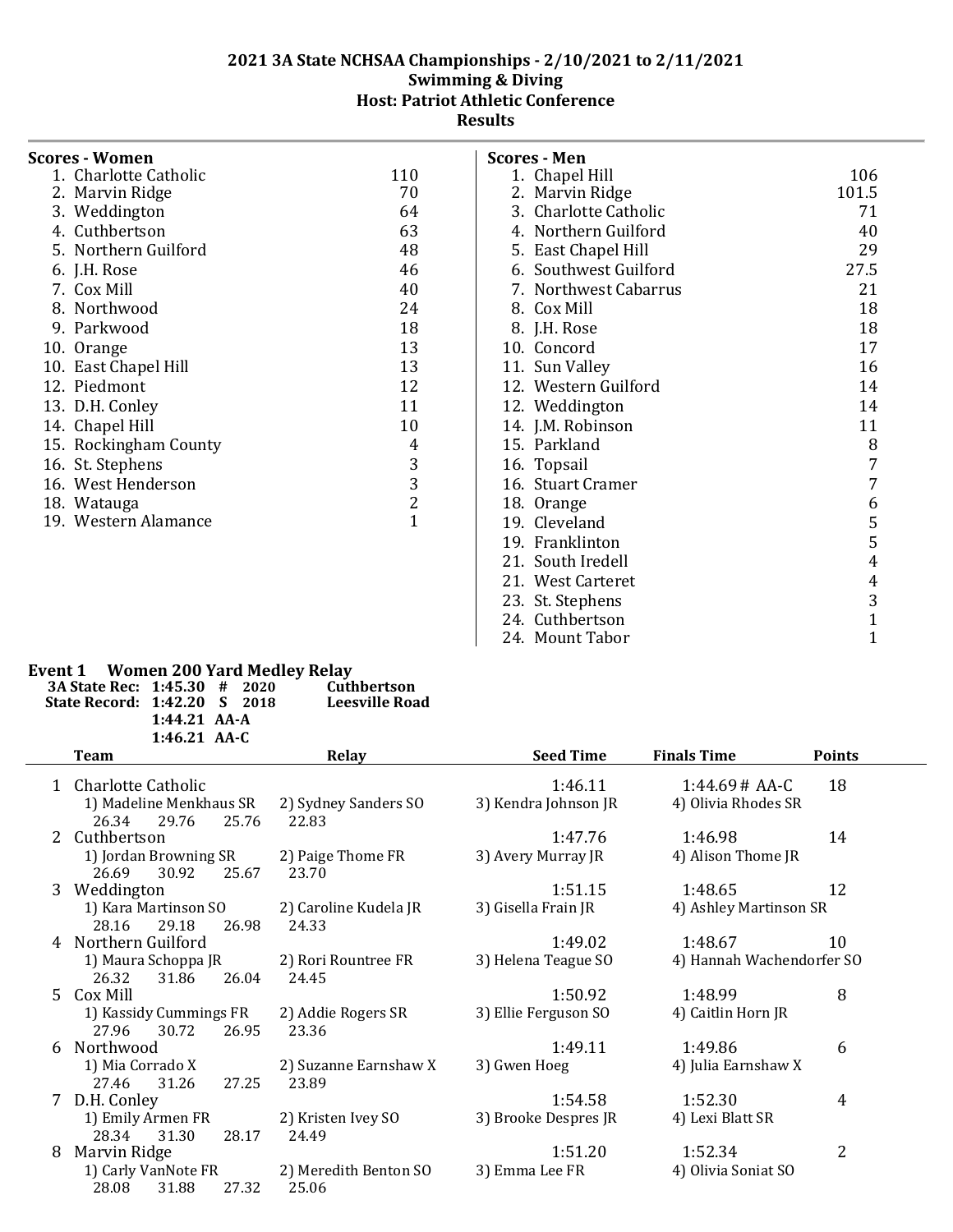# 2021 3A State NCHSAA Championships - 2/10/2021 to 2/11/2021

## Swimming & Diving

## Host: Patriot Athletic Conference

## Results

### Scores - Women

| Place | Team | Score |
|---|---|---|
| 1. | Charlotte Catholic | 110 |
| 2. | Marvin Ridge | 70 |
| 3. | Weddington | 64 |
| 4. | Cuthbertson | 63 |
| 5. | Northern Guilford | 48 |
| 6. | J.H. Rose | 46 |
| 7. | Cox Mill | 40 |
| 8. | Northwood | 24 |
| 9. | Parkwood | 18 |
| 10. | Orange | 13 |
| 10. | East Chapel Hill | 13 |
| 12. | Piedmont | 12 |
| 13. | D.H. Conley | 11 |
| 14. | Chapel Hill | 10 |
| 15. | Rockingham County | 4 |
| 16. | St. Stephens | 3 |
| 16. | West Henderson | 3 |
| 18. | Watauga | 2 |
| 19. | Western Alamance | 1 |

### Scores - Men

| Place | Team | Score |
|---|---|---|
| 1. | Chapel Hill | 106 |
| 2. | Marvin Ridge | 101.5 |
| 3. | Charlotte Catholic | 71 |
| 4. | Northern Guilford | 40 |
| 5. | East Chapel Hill | 29 |
| 6. | Southwest Guilford | 27.5 |
| 7. | Northwest Cabarrus | 21 |
| 8. | Cox Mill | 18 |
| 8. | J.H. Rose | 18 |
| 10. | Concord | 17 |
| 11. | Sun Valley | 16 |
| 12. | Western Guilford | 14 |
| 12. | Weddington | 14 |
| 14. | J.M. Robinson | 11 |
| 15. | Parkland | 8 |
| 16. | Topsail | 7 |
| 16. | Stuart Cramer | 7 |
| 18. | Orange | 6 |
| 19. | Cleveland | 5 |
| 19. | Franklinton | 5 |
| 21. | South Iredell | 4 |
| 21. | West Carteret | 4 |
| 23. | St. Stephens | 3 |
| 24. | Cuthbertson | 1 |
| 24. | Mount Tabor | 1 |

### Event 1 Women 200 Yard Medley Relay

3A State Rec: 1:45.30 # 2020 Cuthbertson
State Record: 1:42.20 S 2018 Leesville Road
1:44.21 AA-A
1:46.21 AA-C

| Place | Team | Relay | Seed Time | Finals Time | Points |
|---|---|---|---|---|---|
| 1 | Charlotte Catholic | | 1:46.11 | 1:44.69 # AA-C | 18 |
| | 1) Madeline Menkhaus SR | 2) Sydney Sanders SO | 3) Kendra Johnson JR | 4) Olivia Rhodes SR | |
| | 26.34 29.76 25.76 | 22.83 | | | |
| 2 | Cuthbertson | | 1:47.76 | 1:46.98 | 14 |
| | 1) Jordan Browning SR | 2) Paige Thome FR | 3) Avery Murray JR | 4) Alison Thome JR | |
| | 26.69 30.92 25.67 | 23.70 | | | |
| 3 | Weddington | | 1:51.15 | 1:48.65 | 12 |
| | 1) Kara Martinson SO | 2) Caroline Kudela JR | 3) Gisella Frain JR | 4) Ashley Martinson SR | |
| | 28.16 29.18 26.98 | 24.33 | | | |
| 4 | Northern Guilford | | 1:49.02 | 1:48.67 | 10 |
| | 1) Maura Schoppa JR | 2) Rori Rountree FR | 3) Helena Teague SO | 4) Hannah Wachendorfer SO | |
| | 26.32 31.86 26.04 | 24.45 | | | |
| 5 | Cox Mill | | 1:50.92 | 1:48.99 | 8 |
| | 1) Kassidy Cummings FR | 2) Addie Rogers SR | 3) Ellie Ferguson SO | 4) Caitlin Horn JR | |
| | 27.96 30.72 26.95 | 23.36 | | | |
| 6 | Northwood | | 1:49.11 | 1:49.86 | 6 |
| | 1) Mia Corrado X | 2) Suzanne Earnshaw X | 3) Gwen Hoeg | 4) Julia Earnshaw X | |
| | 27.46 31.26 27.25 | 23.89 | | | |
| 7 | D.H. Conley | | 1:54.58 | 1:52.30 | 4 |
| | 1) Emily Armen FR | 2) Kristen Ivey SO | 3) Brooke Despres JR | 4) Lexi Blatt SR | |
| | 28.34 31.30 28.17 | 24.49 | | | |
| 8 | Marvin Ridge | | 1:51.20 | 1:52.34 | 2 |
| | 1) Carly VanNote FR | 2) Meredith Benton SO | 3) Emma Lee FR | 4) Olivia Soniat SO | |
| | 28.08 31.88 27.32 | 25.06 | | | |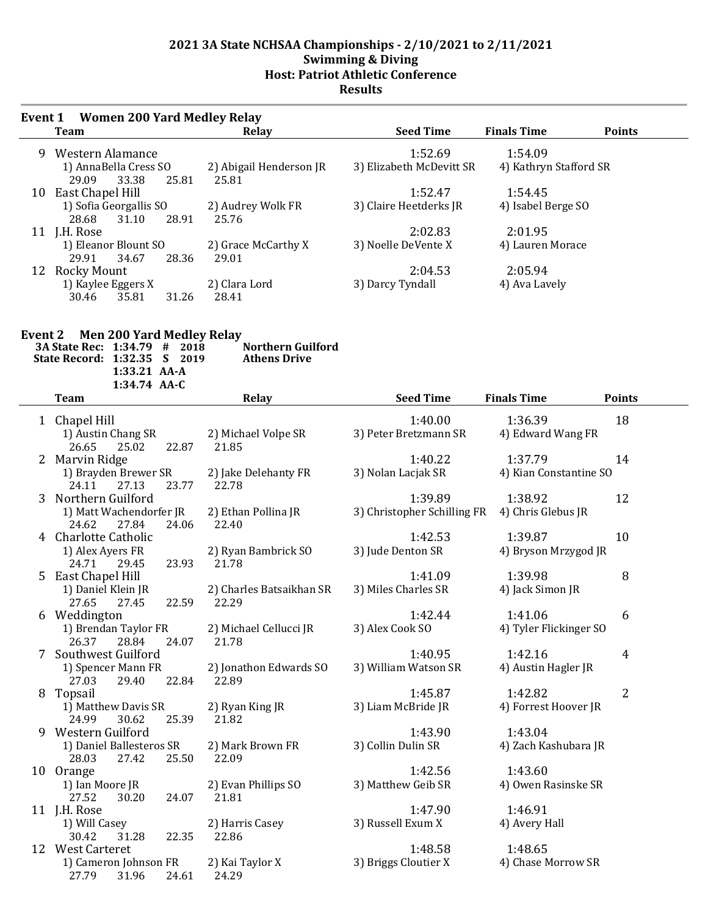## 2021 3A State NCHSAA Championships - 2/10/2021 to 2/11/2021
## Swimming & Diving
## Host: Patriot Athletic Conference
## Results

### Event 1 Women 200 Yard Medley Relay

| | Team | Relay | Seed Time | Finals Time | Points |
|---|---|---|---|---|---|
| 9 | Western Alamance | | 1:52.69 | 1:54.09 | |
| | 1) AnnaBella Cress SO | 2) Abigail Henderson JR | 3) Elizabeth McDevitt SR | 4) Kathryn Stafford SR | |
| | 29.09 33.38 25.81 | 25.81 | | | |
| 10 | East Chapel Hill | | 1:52.47 | 1:54.45 | |
| | 1) Sofia Georgallis SO | 2) Audrey Wolk FR | 3) Claire Heetderks JR | 4) Isabel Berge SO | |
| | 28.68 31.10 28.91 | 25.76 | | | |
| 11 | J.H. Rose | | 2:02.83 | 2:01.95 | |
| | 1) Eleanor Blount SO | 2) Grace McCarthy X | 3) Noelle DeVente X | 4) Lauren Morace | |
| | 29.91 34.67 28.36 | 29.01 | | | |
| 12 | Rocky Mount | | 2:04.53 | 2:05.94 | |
| | 1) Kaylee Eggers X | 2) Clara Lord | 3) Darcy Tyndall | 4) Ava Lavely | |
| | 30.46 35.81 31.26 | 28.41 | | | |

### Event 2 Men 200 Yard Medley Relay

**3A State Rec: 1:34.79 # 2018 Northern Guilford**
**State Record: 1:32.35 S 2019 Athens Drive**
**1:33.21 AA-A**
**1:34.74 AA-C**

| | Team | Relay | Seed Time | Finals Time | Points |
|---|---|---|---|---|---|
| 1 | Chapel Hill | | 1:40.00 | 1:36.39 | 18 |
| | 1) Austin Chang SR | 2) Michael Volpe SR | 3) Peter Bretzmann SR | 4) Edward Wang FR | |
| | 26.65 25.02 22.87 | 21.85 | | | |
| 2 | Marvin Ridge | | 1:40.22 | 1:37.79 | 14 |
| | 1) Brayden Brewer SR | 2) Jake Delehanty FR | 3) Nolan Lacjak SR | 4) Kian Constantine SO | |
| | 24.11 27.13 23.77 | 22.78 | | | |
| 3 | Northern Guilford | | 1:39.89 | 1:38.92 | 12 |
| | 1) Matt Wachendorfer JR | 2) Ethan Pollina JR | 3) Christopher Schilling FR | 4) Chris Glebus JR | |
| | 24.62 27.84 24.06 | 22.40 | | | |
| 4 | Charlotte Catholic | | 1:42.53 | 1:39.87 | 10 |
| | 1) Alex Ayers FR | 2) Ryan Bambrick SO | 3) Jude Denton SR | 4) Bryson Mrzygod JR | |
| | 24.71 29.45 23.93 | 21.78 | | | |
| 5 | East Chapel Hill | | 1:41.09 | 1:39.98 | 8 |
| | 1) Daniel Klein JR | 2) Charles Batsaikhan SR | 3) Miles Charles SR | 4) Jack Simon JR | |
| | 27.65 27.45 22.59 | 22.29 | | | |
| 6 | Weddington | | 1:42.44 | 1:41.06 | 6 |
| | 1) Brendan Taylor FR | 2) Michael Cellucci JR | 3) Alex Cook SO | 4) Tyler Flickinger SO | |
| | 26.37 28.84 24.07 | 21.78 | | | |
| 7 | Southwest Guilford | | 1:40.95 | 1:42.16 | 4 |
| | 1) Spencer Mann FR | 2) Jonathon Edwards SO | 3) William Watson SR | 4) Austin Hagler JR | |
| | 27.03 29.40 22.84 | 22.89 | | | |
| 8 | Topsail | | 1:45.87 | 1:42.82 | 2 |
| | 1) Matthew Davis SR | 2) Ryan King JR | 3) Liam McBride JR | 4) Forrest Hoover JR | |
| | 24.99 30.62 25.39 | 21.82 | | | |
| 9 | Western Guilford | | 1:43.90 | 1:43.04 | |
| | 1) Daniel Ballesteros SR | 2) Mark Brown FR | 3) Collin Dulin SR | 4) Zach Kashubara JR | |
| | 28.03 27.42 25.50 | 22.09 | | | |
| 10 | Orange | | 1:42.56 | 1:43.60 | |
| | 1) Ian Moore JR | 2) Evan Phillips SO | 3) Matthew Geib SR | 4) Owen Rasinske SR | |
| | 27.52 30.20 24.07 | 21.81 | | | |
| 11 | J.H. Rose | | 1:47.90 | 1:46.91 | |
| | 1) Will Casey | 2) Harris Casey | 3) Russell Exum X | 4) Avery Hall | |
| | 30.42 31.28 22.35 | 22.86 | | | |
| 12 | West Carteret | | 1:48.58 | 1:48.65 | |
| | 1) Cameron Johnson FR | 2) Kai Taylor X | 3) Briggs Cloutier X | 4) Chase Morrow SR | |
| | 27.79 31.96 24.61 | 24.29 | | | |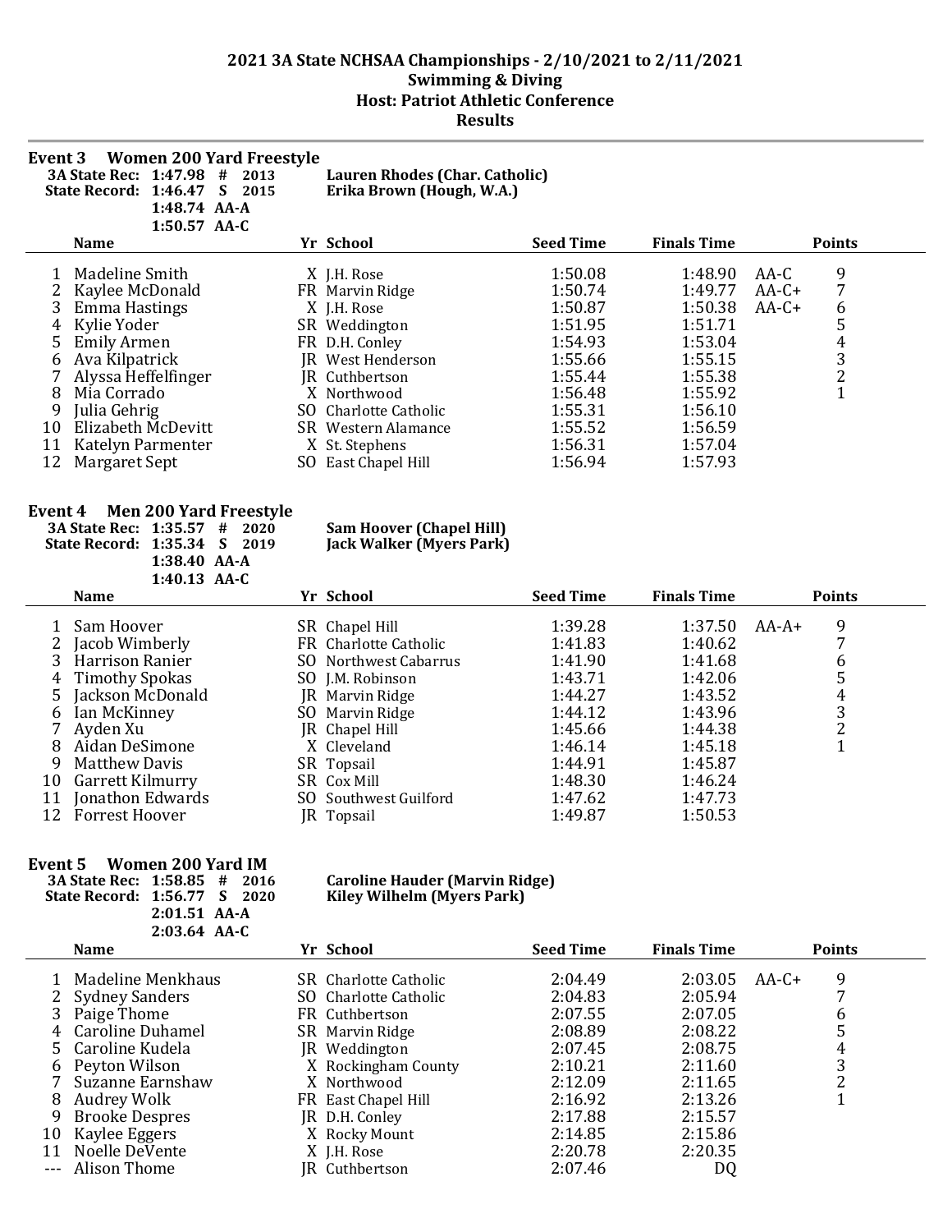# 2021 3A State NCHSAA Championships - 2/10/2021 to 2/11/2021
## Swimming & Diving
## Host: Patriot Athletic Conference
## Results

### Event 3 Women 200 Yard Freestyle

**3A State Rec: 1:47.98 # 2013** **Lauren Rhodes (Char. Catholic)**
**State Record: 1:46.47 S 2015** **Erika Brown (Hough, W.A.)**
1:48.74 AA-A
1:50.57 AA-C

| | Name | Yr | School | Seed Time | Finals Time | | Points |
|---|---|---|---|---|---|---|---|
| 1 | Madeline Smith | X | J.H. Rose | 1:50.08 | 1:48.90 | AA-C | 9 |
| 2 | Kaylee McDonald | FR | Marvin Ridge | 1:50.74 | 1:49.77 | AA-C+ | 7 |
| 3 | Emma Hastings | X | J.H. Rose | 1:50.87 | 1:50.38 | AA-C+ | 6 |
| 4 | Kylie Yoder | SR | Weddington | 1:51.95 | 1:51.71 | | 5 |
| 5 | Emily Armen | FR | D.H. Conley | 1:54.93 | 1:53.04 | | 4 |
| 6 | Ava Kilpatrick | JR | West Henderson | 1:55.66 | 1:55.15 | | 3 |
| 7 | Alyssa Heffelfinger | JR | Cuthbertson | 1:55.44 | 1:55.38 | | 2 |
| 8 | Mia Corrado | X | Northwood | 1:56.48 | 1:55.92 | | 1 |
| 9 | Julia Gehrig | SO | Charlotte Catholic | 1:55.31 | 1:56.10 | | |
| 10 | Elizabeth McDevitt | SR | Western Alamance | 1:55.52 | 1:56.59 | | |
| 11 | Katelyn Parmenter | X | St. Stephens | 1:56.31 | 1:57.04 | | |
| 12 | Margaret Sept | SO | East Chapel Hill | 1:56.94 | 1:57.93 | | |

### Event 4 Men 200 Yard Freestyle

**3A State Rec: 1:35.57 # 2020** **Sam Hoover (Chapel Hill)**
**State Record: 1:35.34 S 2019** **Jack Walker (Myers Park)**
1:38.40 AA-A
1:40.13 AA-C

| | Name | Yr | School | Seed Time | Finals Time | | Points |
|---|---|---|---|---|---|---|---|
| 1 | Sam Hoover | SR | Chapel Hill | 1:39.28 | 1:37.50 | AA-A+ | 9 |
| 2 | Jacob Wimberly | FR | Charlotte Catholic | 1:41.83 | 1:40.62 | | 7 |
| 3 | Harrison Ranier | SO | Northwest Cabarrus | 1:41.90 | 1:41.68 | | 6 |
| 4 | Timothy Spokas | SO | J.M. Robinson | 1:43.71 | 1:42.06 | | 5 |
| 5 | Jackson McDonald | JR | Marvin Ridge | 1:44.27 | 1:43.52 | | 4 |
| 6 | Ian McKinney | SO | Marvin Ridge | 1:44.12 | 1:43.96 | | 3 |
| 7 | Ayden Xu | JR | Chapel Hill | 1:45.66 | 1:44.38 | | 2 |
| 8 | Aidan DeSimone | X | Cleveland | 1:46.14 | 1:45.18 | | 1 |
| 9 | Matthew Davis | SR | Topsail | 1:44.91 | 1:45.87 | | |
| 10 | Garrett Kilmurry | SR | Cox Mill | 1:48.30 | 1:46.24 | | |
| 11 | Jonathon Edwards | SO | Southwest Guilford | 1:47.62 | 1:47.73 | | |
| 12 | Forrest Hoover | JR | Topsail | 1:49.87 | 1:50.53 | | |

### Event 5 Women 200 Yard IM

**3A State Rec: 1:58.85 # 2016** **Caroline Hauder (Marvin Ridge)**
**State Record: 1:56.77 S 2020** **Kiley Wilhelm (Myers Park)**
2:01.51 AA-A
2:03.64 AA-C

| | Name | Yr | School | Seed Time | Finals Time | | Points |
|---|---|---|---|---|---|---|---|
| 1 | Madeline Menkhaus | SR | Charlotte Catholic | 2:04.49 | 2:03.05 | AA-C+ | 9 |
| 2 | Sydney Sanders | SO | Charlotte Catholic | 2:04.83 | 2:05.94 | | 7 |
| 3 | Paige Thome | FR | Cuthbertson | 2:07.55 | 2:07.05 | | 6 |
| 4 | Caroline Duhamel | SR | Marvin Ridge | 2:08.89 | 2:08.22 | | 5 |
| 5 | Caroline Kudela | JR | Weddington | 2:07.45 | 2:08.75 | | 4 |
| 6 | Peyton Wilson | X | Rockingham County | 2:10.21 | 2:11.60 | | 3 |
| 7 | Suzanne Earnshaw | X | Northwood | 2:12.09 | 2:11.65 | | 2 |
| 8 | Audrey Wolk | FR | East Chapel Hill | 2:16.92 | 2:13.26 | | 1 |
| 9 | Brooke Despres | JR | D.H. Conley | 2:17.88 | 2:15.57 | | |
| 10 | Kaylee Eggers | X | Rocky Mount | 2:14.85 | 2:15.86 | | |
| 11 | Noelle DeVente | X | J.H. Rose | 2:20.78 | 2:20.35 | | |
| --- | Alison Thome | JR | Cuthbertson | 2:07.46 | DQ | | |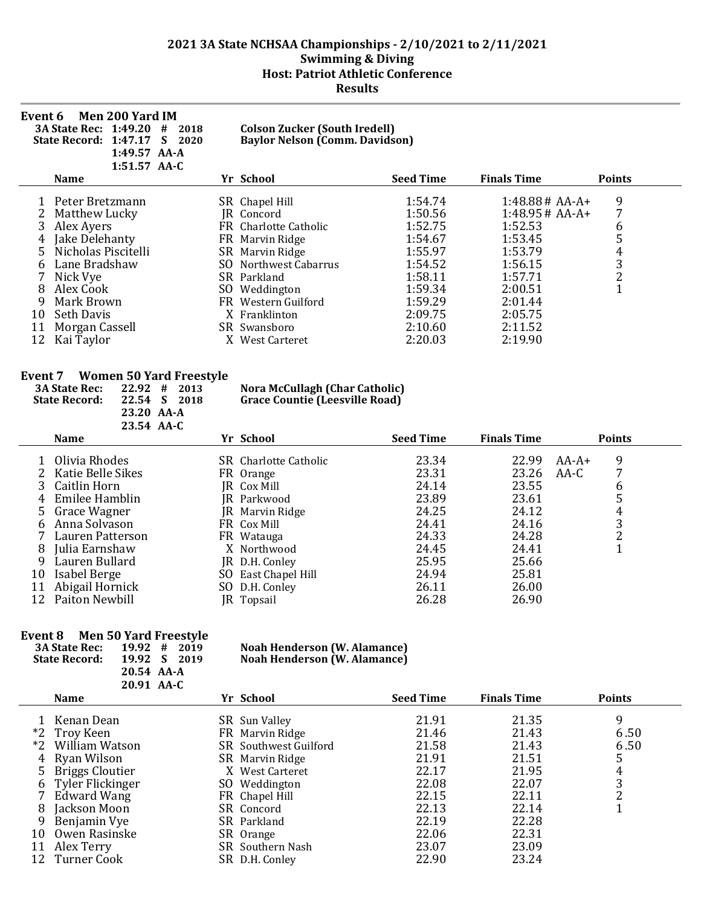# 2021 3A State NCHSAA Championships - 2/10/2021 to 2/11/2021
## Swimming & Diving
## Host: Patriot Athletic Conference
## Results

### Event 6 Men 200 Yard IM

**3A State Rec:** 1:49.20 # 2018 — **Colson Zucker (South Iredell)**
**State Record:** 1:47.17 S 2020 — **Baylor Nelson (Comm. Davidson)**
1:49.57 AA-A
1:51.57 AA-C

| | Name | Yr | School | Seed Time | Finals Time | Points |
|---|---|---|---|---|---|---|
| 1 | Peter Bretzmann | SR | Chapel Hill | 1:54.74 | 1:48.88 # AA-A+ | 9 |
| 2 | Matthew Lucky | JR | Concord | 1:50.56 | 1:48.95 # AA-A+ | 7 |
| 3 | Alex Ayers | FR | Charlotte Catholic | 1:52.75 | 1:52.53 | 6 |
| 4 | Jake Delehanty | FR | Marvin Ridge | 1:54.67 | 1:53.45 | 5 |
| 5 | Nicholas Piscitelli | SR | Marvin Ridge | 1:55.97 | 1:53.79 | 4 |
| 6 | Lane Bradshaw | SO | Northwest Cabarrus | 1:54.52 | 1:56.15 | 3 |
| 7 | Nick Vye | SR | Parkland | 1:58.11 | 1:57.71 | 2 |
| 8 | Alex Cook | SO | Weddington | 1:59.34 | 2:00.51 | 1 |
| 9 | Mark Brown | FR | Western Guilford | 1:59.29 | 2:01.44 | |
| 10 | Seth Davis | X | Franklinton | 2:09.75 | 2:05.75 | |
| 11 | Morgan Cassell | SR | Swansboro | 2:10.60 | 2:11.52 | |
| 12 | Kai Taylor | X | West Carteret | 2:20.03 | 2:19.90 | |

### Event 7 Women 50 Yard Freestyle

**3A State Rec:** 22.92 # 2013 — **Nora McCullagh (Char Catholic)**
**State Record:** 22.54 S 2018 — **Grace Countie (Leesville Road)**
23.20 AA-A
23.54 AA-C

| | Name | Yr | School | Seed Time | Finals Time | Points |
|---|---|---|---|---|---|---|
| 1 | Olivia Rhodes | SR | Charlotte Catholic | 23.34 | 22.99 AA-A+ | 9 |
| 2 | Katie Belle Sikes | FR | Orange | 23.31 | 23.26 AA-C | 7 |
| 3 | Caitlin Horn | JR | Cox Mill | 24.14 | 23.55 | 6 |
| 4 | Emilee Hamblin | JR | Parkwood | 23.89 | 23.61 | 5 |
| 5 | Grace Wagner | JR | Marvin Ridge | 24.25 | 24.12 | 4 |
| 6 | Anna Solvason | FR | Cox Mill | 24.41 | 24.16 | 3 |
| 7 | Lauren Patterson | FR | Watauga | 24.33 | 24.28 | 2 |
| 8 | Julia Earnshaw | X | Northwood | 24.45 | 24.41 | 1 |
| 9 | Lauren Bullard | JR | D.H. Conley | 25.95 | 25.66 | |
| 10 | Isabel Berge | SO | East Chapel Hill | 24.94 | 25.81 | |
| 11 | Abigail Hornick | SO | D.H. Conley | 26.11 | 26.00 | |
| 12 | Paiton Newbill | JR | Topsail | 26.28 | 26.90 | |

### Event 8 Men 50 Yard Freestyle

**3A State Rec:** 19.92 # 2019 — **Noah Henderson (W. Alamance)**
**State Record:** 19.92 S 2019 — **Noah Henderson (W. Alamance)**
20.54 AA-A
20.91 AA-C

| | Name | Yr | School | Seed Time | Finals Time | Points |
|---|---|---|---|---|---|---|
| 1 | Kenan Dean | SR | Sun Valley | 21.91 | 21.35 | 9 |
| *2 | Troy Keen | FR | Marvin Ridge | 21.46 | 21.43 | 6.50 |
| *2 | William Watson | SR | Southwest Guilford | 21.58 | 21.43 | 6.50 |
| 4 | Ryan Wilson | SR | Marvin Ridge | 21.91 | 21.51 | 5 |
| 5 | Briggs Cloutier | X | West Carteret | 22.17 | 21.95 | 4 |
| 6 | Tyler Flickinger | SO | Weddington | 22.08 | 22.07 | 3 |
| 7 | Edward Wang | FR | Chapel Hill | 22.15 | 22.11 | 2 |
| 8 | Jackson Moon | SR | Concord | 22.13 | 22.14 | 1 |
| 9 | Benjamin Vye | SR | Parkland | 22.19 | 22.28 | |
| 10 | Owen Rasinske | SR | Orange | 22.06 | 22.31 | |
| 11 | Alex Terry | SR | Southern Nash | 23.07 | 23.09 | |
| 12 | Turner Cook | SR | D.H. Conley | 22.90 | 23.24 | |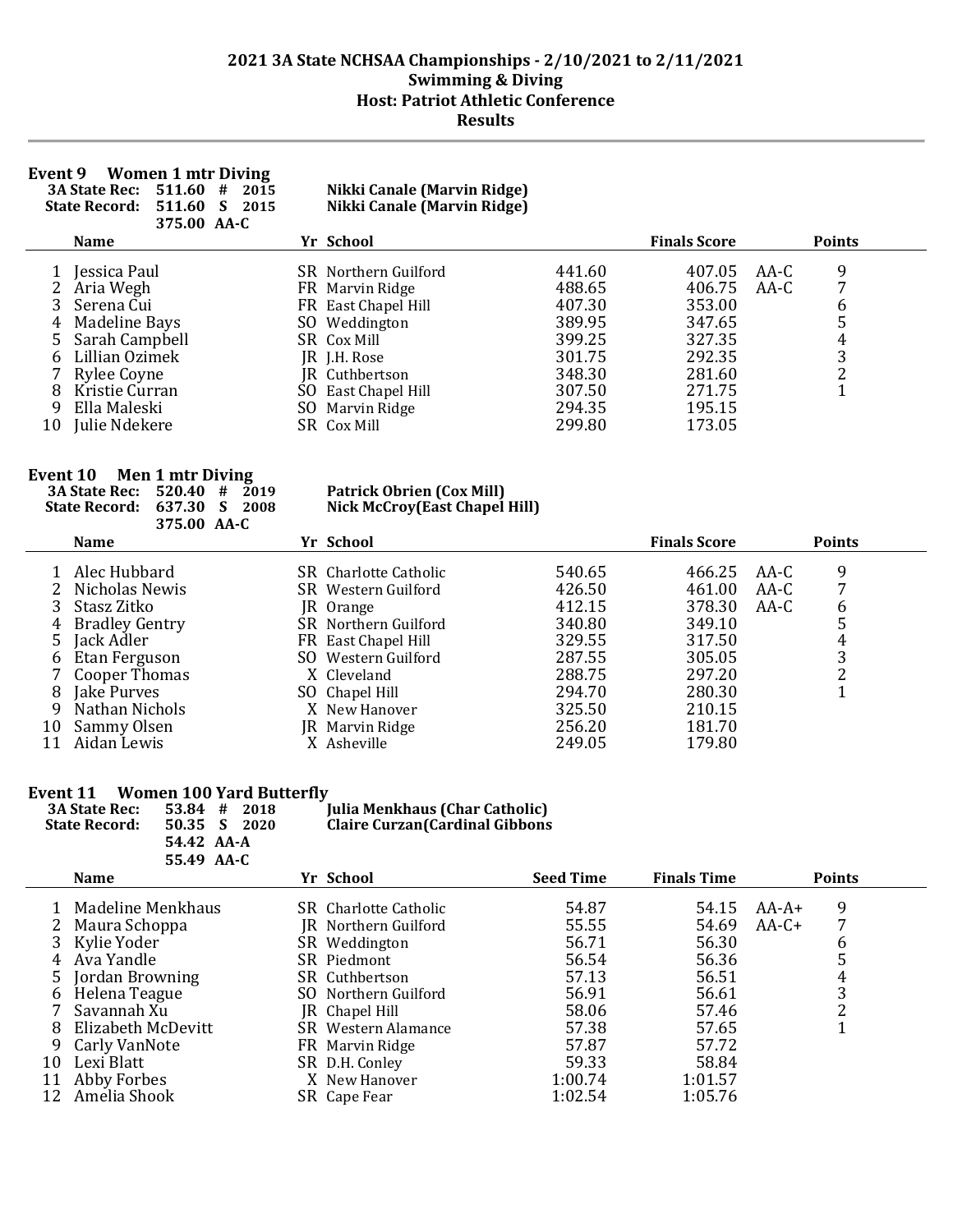## 2021 3A State NCHSAA Championships - 2/10/2021 to 2/11/2021
## Swimming & Diving
## Host: Patriot Athletic Conference
## Results

### Event 9 Women 1 mtr Diving

**3A State Rec:** 511.60 # 2015 **Nikki Canale (Marvin Ridge)**
**State Record:** 511.60 S 2015 **Nikki Canale (Marvin Ridge)**
375.00 AA-C

| | Name | Yr | School | | Finals Score | | Points |
|---|---|---|---|---|---|---|---|
| 1 | Jessica Paul | SR | Northern Guilford | 441.60 | 407.05 | AA-C | 9 |
| 2 | Aria Wegh | FR | Marvin Ridge | 488.65 | 406.75 | AA-C | 7 |
| 3 | Serena Cui | FR | East Chapel Hill | 407.30 | 353.00 | | 6 |
| 4 | Madeline Bays | SO | Weddington | 389.95 | 347.65 | | 5 |
| 5 | Sarah Campbell | SR | Cox Mill | 399.25 | 327.35 | | 4 |
| 6 | Lillian Ozimek | JR | J.H. Rose | 301.75 | 292.35 | | 3 |
| 7 | Rylee Coyne | JR | Cuthbertson | 348.30 | 281.60 | | 2 |
| 8 | Kristie Curran | SO | East Chapel Hill | 307.50 | 271.75 | | 1 |
| 9 | Ella Maleski | SO | Marvin Ridge | 294.35 | 195.15 | | |
| 10 | Julie Ndekere | SR | Cox Mill | 299.80 | 173.05 | | |

### Event 10 Men 1 mtr Diving

**3A State Rec:** 520.40 # 2019 **Patrick Obrien (Cox Mill)**
**State Record:** 637.30 S 2008 **Nick McCroy(East Chapel Hill)**
375.00 AA-C

| | Name | Yr | School | | Finals Score | | Points |
|---|---|---|---|---|---|---|---|
| 1 | Alec Hubbard | SR | Charlotte Catholic | 540.65 | 466.25 | AA-C | 9 |
| 2 | Nicholas Newis | SR | Western Guilford | 426.50 | 461.00 | AA-C | 7 |
| 3 | Stasz Zitko | JR | Orange | 412.15 | 378.30 | AA-C | 6 |
| 4 | Bradley Gentry | SR | Northern Guilford | 340.80 | 349.10 | | 5 |
| 5 | Jack Adler | FR | East Chapel Hill | 329.55 | 317.50 | | 4 |
| 6 | Etan Ferguson | SO | Western Guilford | 287.55 | 305.05 | | 3 |
| 7 | Cooper Thomas | X | Cleveland | 288.75 | 297.20 | | 2 |
| 8 | Jake Purves | SO | Chapel Hill | 294.70 | 280.30 | | 1 |
| 9 | Nathan Nichols | X | New Hanover | 325.50 | 210.15 | | |
| 10 | Sammy Olsen | JR | Marvin Ridge | 256.20 | 181.70 | | |
| 11 | Aidan Lewis | X | Asheville | 249.05 | 179.80 | | |

### Event 11 Women 100 Yard Butterfly

**3A State Rec:** 53.84 # 2018 **Julia Menkhaus (Char Catholic)**
**State Record:** 50.35 S 2020 **Claire Curzan(Cardinal Gibbons**
54.42 AA-A
55.49 AA-C

| | Name | Yr | School | Seed Time | Finals Time | | Points |
|---|---|---|---|---|---|---|---|
| 1 | Madeline Menkhaus | SR | Charlotte Catholic | 54.87 | 54.15 | AA-A+ | 9 |
| 2 | Maura Schoppa | JR | Northern Guilford | 55.55 | 54.69 | AA-C+ | 7 |
| 3 | Kylie Yoder | SR | Weddington | 56.71 | 56.30 | | 6 |
| 4 | Ava Yandle | SR | Piedmont | 56.54 | 56.36 | | 5 |
| 5 | Jordan Browning | SR | Cuthbertson | 57.13 | 56.51 | | 4 |
| 6 | Helena Teague | SO | Northern Guilford | 56.91 | 56.61 | | 3 |
| 7 | Savannah Xu | JR | Chapel Hill | 58.06 | 57.46 | | 2 |
| 8 | Elizabeth McDevitt | SR | Western Alamance | 57.38 | 57.65 | | 1 |
| 9 | Carly VanNote | FR | Marvin Ridge | 57.87 | 57.72 | | |
| 10 | Lexi Blatt | SR | D.H. Conley | 59.33 | 58.84 | | |
| 11 | Abby Forbes | X | New Hanover | 1:00.74 | 1:01.57 | | |
| 12 | Amelia Shook | SR | Cape Fear | 1:02.54 | 1:05.76 | | |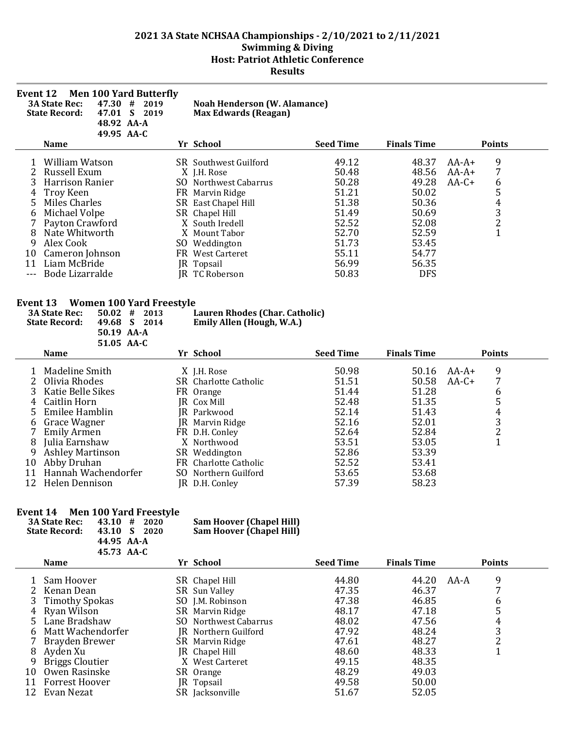# 2021 3A State NCHSAA Championships - 2/10/2021 to 2/11/2021
## Swimming & Diving
## Host: Patriot Athletic Conference
## Results

### Event 12 Men 100 Yard Butterfly

**3A State Rec:** 47.30 # 2019 **Noah Henderson (W. Alamance)**
**State Record:** 47.01 S 2019 **Max Edwards (Reagan)**
48.92 AA-A
49.95 AA-C

| | Name | Yr | School | Seed Time | Finals Time | | Points |
|---|---|---|---|---|---|---|---|
| 1 | William Watson | SR | Southwest Guilford | 49.12 | 48.37 | AA-A+ | 9 |
| 2 | Russell Exum | X | J.H. Rose | 50.48 | 48.56 | AA-A+ | 7 |
| 3 | Harrison Ranier | SO | Northwest Cabarrus | 50.28 | 49.28 | AA-C+ | 6 |
| 4 | Troy Keen | FR | Marvin Ridge | 51.21 | 50.02 | | 5 |
| 5 | Miles Charles | SR | East Chapel Hill | 51.38 | 50.36 | | 4 |
| 6 | Michael Volpe | SR | Chapel Hill | 51.49 | 50.69 | | 3 |
| 7 | Payton Crawford | X | South Iredell | 52.52 | 52.08 | | 2 |
| 8 | Nate Whitworth | X | Mount Tabor | 52.70 | 52.59 | | 1 |
| 9 | Alex Cook | SO | Weddington | 51.73 | 53.45 | | |
| 10 | Cameron Johnson | FR | West Carteret | 55.11 | 54.77 | | |
| 11 | Liam McBride | JR | Topsail | 56.99 | 56.35 | | |
| --- | Bode Lizarralde | JR | TC Roberson | 50.83 | DFS | | |

### Event 13 Women 100 Yard Freestyle

**3A State Rec:** 50.02 # 2013 **Lauren Rhodes (Char. Catholic)**
**State Record:** 49.68 S 2014 **Emily Allen (Hough, W.A.)**
50.19 AA-A
51.05 AA-C

| | Name | Yr | School | Seed Time | Finals Time | | Points |
|---|---|---|---|---|---|---|---|
| 1 | Madeline Smith | X | J.H. Rose | 50.98 | 50.16 | AA-A+ | 9 |
| 2 | Olivia Rhodes | SR | Charlotte Catholic | 51.51 | 50.58 | AA-C+ | 7 |
| 3 | Katie Belle Sikes | FR | Orange | 51.44 | 51.28 | | 6 |
| 4 | Caitlin Horn | JR | Cox Mill | 52.48 | 51.35 | | 5 |
| 5 | Emilee Hamblin | JR | Parkwood | 52.14 | 51.43 | | 4 |
| 6 | Grace Wagner | JR | Marvin Ridge | 52.16 | 52.01 | | 3 |
| 7 | Emily Armen | FR | D.H. Conley | 52.64 | 52.84 | | 2 |
| 8 | Julia Earnshaw | X | Northwood | 53.51 | 53.05 | | 1 |
| 9 | Ashley Martinson | SR | Weddington | 52.86 | 53.39 | | |
| 10 | Abby Druhan | FR | Charlotte Catholic | 52.52 | 53.41 | | |
| 11 | Hannah Wachendorfer | SO | Northern Guilford | 53.65 | 53.68 | | |
| 12 | Helen Dennison | JR | D.H. Conley | 57.39 | 58.23 | | |

### Event 14 Men 100 Yard Freestyle

**3A State Rec:** 43.10 # 2020 **Sam Hoover (Chapel Hill)**
**State Record:** 43.10 S 2020 **Sam Hoover (Chapel Hill)**
44.95 AA-A
45.73 AA-C

| | Name | Yr | School | Seed Time | Finals Time | | Points |
|---|---|---|---|---|---|---|---|
| 1 | Sam Hoover | SR | Chapel Hill | 44.80 | 44.20 | AA-A | 9 |
| 2 | Kenan Dean | SR | Sun Valley | 47.35 | 46.37 | | 7 |
| 3 | Timothy Spokas | SO | J.M. Robinson | 47.38 | 46.85 | | 6 |
| 4 | Ryan Wilson | SR | Marvin Ridge | 48.17 | 47.18 | | 5 |
| 5 | Lane Bradshaw | SO | Northwest Cabarrus | 48.02 | 47.56 | | 4 |
| 6 | Matt Wachendorfer | JR | Northern Guilford | 47.92 | 48.24 | | 3 |
| 7 | Brayden Brewer | SR | Marvin Ridge | 47.61 | 48.27 | | 2 |
| 8 | Ayden Xu | JR | Chapel Hill | 48.60 | 48.33 | | 1 |
| 9 | Briggs Cloutier | X | West Carteret | 49.15 | 48.35 | | |
| 10 | Owen Rasinske | SR | Orange | 48.29 | 49.03 | | |
| 11 | Forrest Hoover | JR | Topsail | 49.58 | 50.00 | | |
| 12 | Evan Nezat | SR | Jacksonville | 51.67 | 52.05 | | |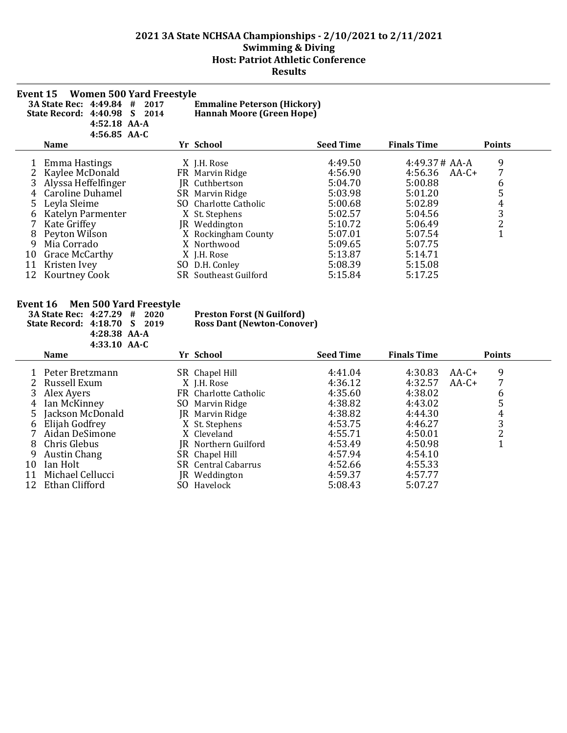# 2021 3A State NCHSAA Championships - 2/10/2021 to 2/11/2021
## Swimming & Diving
## Host: Patriot Athletic Conference
## Results

### Event 15 Women 500 Yard Freestyle

**3A State Rec: 4:49.84 # 2017** **Emmaline Peterson (Hickory)**
**State Record: 4:40.98 S 2014** **Hannah Moore (Green Hope)**
**4:52.18 AA-A**
**4:56.85 AA-C**

| | Name | Yr | School | Seed Time | Finals Time | | Points |
|---|---|---|---|---|---|---|---|
| 1 | Emma Hastings | X | J.H. Rose | 4:49.50 | 4:49.37 # | AA-A | 9 |
| 2 | Kaylee McDonald | FR | Marvin Ridge | 4:56.90 | 4:56.36 | AA-C+ | 7 |
| 3 | Alyssa Heffelfinger | JR | Cuthbertson | 5:04.70 | 5:00.88 | | 6 |
| 4 | Caroline Duhamel | SR | Marvin Ridge | 5:03.98 | 5:01.20 | | 5 |
| 5 | Leyla Sleime | SO | Charlotte Catholic | 5:00.68 | 5:02.89 | | 4 |
| 6 | Katelyn Parmenter | X | St. Stephens | 5:02.57 | 5:04.56 | | 3 |
| 7 | Kate Griffey | JR | Weddington | 5:10.72 | 5:06.49 | | 2 |
| 8 | Peyton Wilson | X | Rockingham County | 5:07.01 | 5:07.54 | | 1 |
| 9 | Mia Corrado | X | Northwood | 5:09.65 | 5:07.75 | | |
| 10 | Grace McCarthy | X | J.H. Rose | 5:13.87 | 5:14.71 | | |
| 11 | Kristen Ivey | SO | D.H. Conley | 5:08.39 | 5:15.08 | | |
| 12 | Kourtney Cook | SR | Southeast Guilford | 5:15.84 | 5:17.25 | | |

### Event 16 Men 500 Yard Freestyle

**3A State Rec: 4:27.29 # 2020** **Preston Forst (N Guilford)**
**State Record: 4:18.70 S 2019** **Ross Dant (Newton-Conover)**
**4:28.38 AA-A**
**4:33.10 AA-C**

| | Name | Yr | School | Seed Time | Finals Time | | Points |
|---|---|---|---|---|---|---|---|
| 1 | Peter Bretzmann | SR | Chapel Hill | 4:41.04 | 4:30.83 | AA-C+ | 9 |
| 2 | Russell Exum | X | J.H. Rose | 4:36.12 | 4:32.57 | AA-C+ | 7 |
| 3 | Alex Ayers | FR | Charlotte Catholic | 4:35.60 | 4:38.02 | | 6 |
| 4 | Ian McKinney | SO | Marvin Ridge | 4:38.82 | 4:43.02 | | 5 |
| 5 | Jackson McDonald | JR | Marvin Ridge | 4:38.82 | 4:44.30 | | 4 |
| 6 | Elijah Godfrey | X | St. Stephens | 4:53.75 | 4:46.27 | | 3 |
| 7 | Aidan DeSimone | X | Cleveland | 4:55.71 | 4:50.01 | | 2 |
| 8 | Chris Glebus | JR | Northern Guilford | 4:53.49 | 4:50.98 | | 1 |
| 9 | Austin Chang | SR | Chapel Hill | 4:57.94 | 4:54.10 | | |
| 10 | Ian Holt | SR | Central Cabarrus | 4:52.66 | 4:55.33 | | |
| 11 | Michael Cellucci | JR | Weddington | 4:59.37 | 4:57.77 | | |
| 12 | Ethan Clifford | SO | Havelock | 5:08.43 | 5:07.27 | | |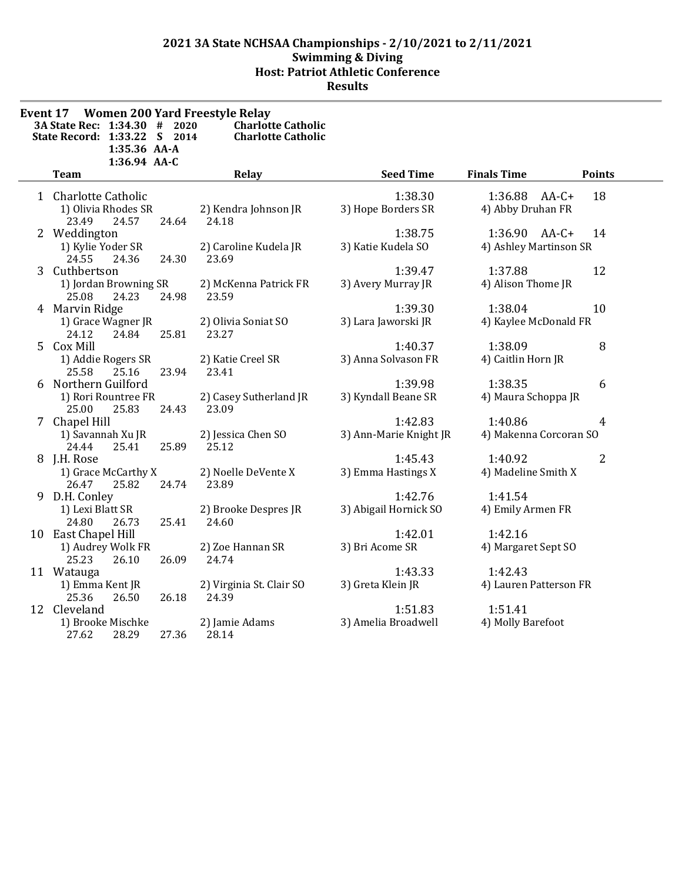# 2021 3A State NCHSAA Championships - 2/10/2021 to 2/11/2021

## Swimming & Diving

## Host: Patriot Athletic Conference

## Results

### Event 17 Women 200 Yard Freestyle Relay

| | | | | |
|---|---|---|---|---|
| 3A State Rec: | 1:34.30 | # | 2020 | Charlotte Catholic |
| State Record: | 1:33.22 | S | 2014 | Charlotte Catholic |
| | 1:35.36 | AA-A | | |
| | 1:36.94 | AA-C | | |

| | Team | Relay | Seed Time | Finals Time | Points |
|---|---|---|---|---|---|
| 1 | Charlotte Catholic | | 1:38.30 | 1:36.88 AA-C+ | 18 |
| | 1) Olivia Rhodes SR | 2) Kendra Johnson JR | 3) Hope Borders SR | 4) Abby Druhan FR | |
| | 23.49 24.57 24.64 | 24.18 | | | |
| 2 | Weddington | | 1:38.75 | 1:36.90 AA-C+ | 14 |
| | 1) Kylie Yoder SR | 2) Caroline Kudela JR | 3) Katie Kudela SO | 4) Ashley Martinson SR | |
| | 24.55 24.36 24.30 | 23.69 | | | |
| 3 | Cuthbertson | | 1:39.47 | 1:37.88 | 12 |
| | 1) Jordan Browning SR | 2) McKenna Patrick FR | 3) Avery Murray JR | 4) Alison Thome JR | |
| | 25.08 24.23 24.98 | 23.59 | | | |
| 4 | Marvin Ridge | | 1:39.30 | 1:38.04 | 10 |
| | 1) Grace Wagner JR | 2) Olivia Soniat SO | 3) Lara Jaworski JR | 4) Kaylee McDonald FR | |
| | 24.12 24.84 25.81 | 23.27 | | | |
| 5 | Cox Mill | | 1:40.37 | 1:38.09 | 8 |
| | 1) Addie Rogers SR | 2) Katie Creel SR | 3) Anna Solvason FR | 4) Caitlin Horn JR | |
| | 25.58 25.16 23.94 | 23.41 | | | |
| 6 | Northern Guilford | | 1:39.98 | 1:38.35 | 6 |
| | 1) Rori Rountree FR | 2) Casey Sutherland JR | 3) Kyndall Beane SR | 4) Maura Schoppa JR | |
| | 25.00 25.83 24.43 | 23.09 | | | |
| 7 | Chapel Hill | | 1:42.83 | 1:40.86 | 4 |
| | 1) Savannah Xu JR | 2) Jessica Chen SO | 3) Ann-Marie Knight JR | 4) Makenna Corcoran SO | |
| | 24.44 25.41 25.89 | 25.12 | | | |
| 8 | J.H. Rose | | 1:45.43 | 1:40.92 | 2 |
| | 1) Grace McCarthy X | 2) Noelle DeVente X | 3) Emma Hastings X | 4) Madeline Smith X | |
| | 26.47 25.82 24.74 | 23.89 | | | |
| 9 | D.H. Conley | | 1:42.76 | 1:41.54 | |
| | 1) Lexi Blatt SR | 2) Brooke Despres JR | 3) Abigail Hornick SO | 4) Emily Armen FR | |
| | 24.80 26.73 25.41 | 24.60 | | | |
| 10 | East Chapel Hill | | 1:42.01 | 1:42.16 | |
| | 1) Audrey Wolk FR | 2) Zoe Hannan SR | 3) Bri Acome SR | 4) Margaret Sept SO | |
| | 25.23 26.10 26.09 | 24.74 | | | |
| 11 | Watauga | | 1:43.33 | 1:42.43 | |
| | 1) Emma Kent JR | 2) Virginia St. Clair SO | 3) Greta Klein JR | 4) Lauren Patterson FR | |
| | 25.36 26.50 26.18 | 24.39 | | | |
| 12 | Cleveland | | 1:51.83 | 1:51.41 | |
| | 1) Brooke Mischke | 2) Jamie Adams | 3) Amelia Broadwell | 4) Molly Barefoot | |
| | 27.62 28.29 27.36 | 28.14 | | | |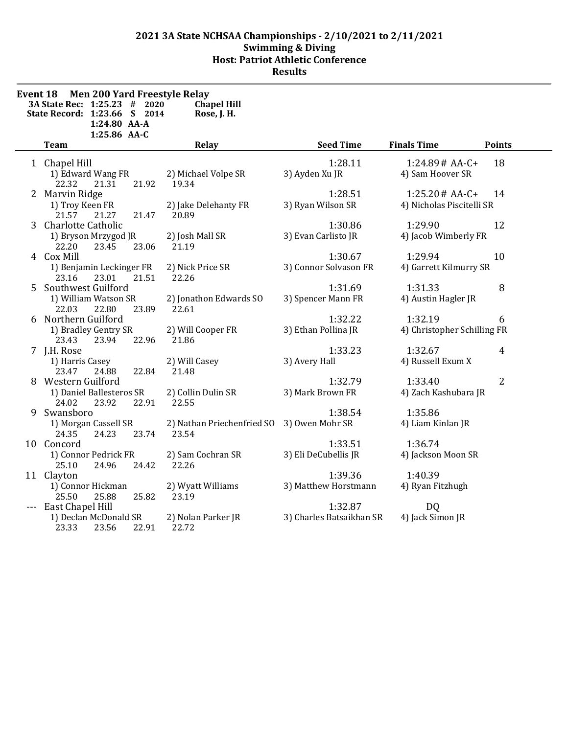## 2021 3A State NCHSAA Championships - 2/10/2021 to 2/11/2021
## Swimming & Diving
## Host: Patriot Athletic Conference
## Results

### Event 18 Men 200 Yard Freestyle Relay

**3A State Rec: 1:25.23 # 2020 Chapel Hill**
**State Record: 1:23.66 S 2014 Rose, J. H.**
**1:24.80 AA-A**
**1:25.86 AA-C**

| | Team | Relay | Seed Time | Finals Time | Points |
|---|---|---|---|---|---|
| 1 | Chapel Hill | | 1:28.11 | 1:24.89 # AA-C+ | 18 |
| | 1) Edward Wang FR | 2) Michael Volpe SR | 3) Ayden Xu JR | 4) Sam Hoover SR | |
| | 22.32 21.31 21.92 | 19.34 | | | |
| 2 | Marvin Ridge | | 1:28.51 | 1:25.20 # AA-C+ | 14 |
| | 1) Troy Keen FR | 2) Jake Delehanty FR | 3) Ryan Wilson SR | 4) Nicholas Piscitelli SR | |
| | 21.57 21.27 21.47 | 20.89 | | | |
| 3 | Charlotte Catholic | | 1:30.86 | 1:29.90 | 12 |
| | 1) Bryson Mrzygod JR | 2) Josh Mall SR | 3) Evan Carlisto JR | 4) Jacob Wimberly FR | |
| | 22.20 23.45 23.06 | 21.19 | | | |
| 4 | Cox Mill | | 1:30.67 | 1:29.94 | 10 |
| | 1) Benjamin Leckinger FR | 2) Nick Price SR | 3) Connor Solvason FR | 4) Garrett Kilmurry SR | |
| | 23.16 23.01 21.51 | 22.26 | | | |
| 5 | Southwest Guilford | | 1:31.69 | 1:31.33 | 8 |
| | 1) William Watson SR | 2) Jonathon Edwards SO | 3) Spencer Mann FR | 4) Austin Hagler JR | |
| | 22.03 22.80 23.89 | 22.61 | | | |
| 6 | Northern Guilford | | 1:32.22 | 1:32.19 | 6 |
| | 1) Bradley Gentry SR | 2) Will Cooper FR | 3) Ethan Pollina JR | 4) Christopher Schilling FR | |
| | 23.43 23.94 22.96 | 21.86 | | | |
| 7 | J.H. Rose | | 1:33.23 | 1:32.67 | 4 |
| | 1) Harris Casey | 2) Will Casey | 3) Avery Hall | 4) Russell Exum X | |
| | 23.47 24.88 22.84 | 21.48 | | | |
| 8 | Western Guilford | | 1:32.79 | 1:33.40 | 2 |
| | 1) Daniel Ballesteros SR | 2) Collin Dulin SR | 3) Mark Brown FR | 4) Zach Kashubara JR | |
| | 24.02 23.92 22.91 | 22.55 | | | |
| 9 | Swansboro | | 1:38.54 | 1:35.86 | |
| | 1) Morgan Cassell SR | 2) Nathan Priechenfried SO | 3) Owen Mohr SR | 4) Liam Kinlan JR | |
| | 24.35 24.23 23.74 | 23.54 | | | |
| 10 | Concord | | 1:33.51 | 1:36.74 | |
| | 1) Connor Pedrick FR | 2) Sam Cochran SR | 3) Eli DeCubellis JR | 4) Jackson Moon SR | |
| | 25.10 24.96 24.42 | 22.26 | | | |
| 11 | Clayton | | 1:39.36 | 1:40.39 | |
| | 1) Connor Hickman | 2) Wyatt Williams | 3) Matthew Horstmann | 4) Ryan Fitzhugh | |
| | 25.50 25.88 25.82 | 23.19 | | | |
| --- | East Chapel Hill | | 1:32.87 | DQ | |
| | 1) Declan McDonald SR | 2) Nolan Parker JR | 3) Charles Batsaikhan SR | 4) Jack Simon JR | |
| | 23.33 23.56 22.91 | 22.72 | | | |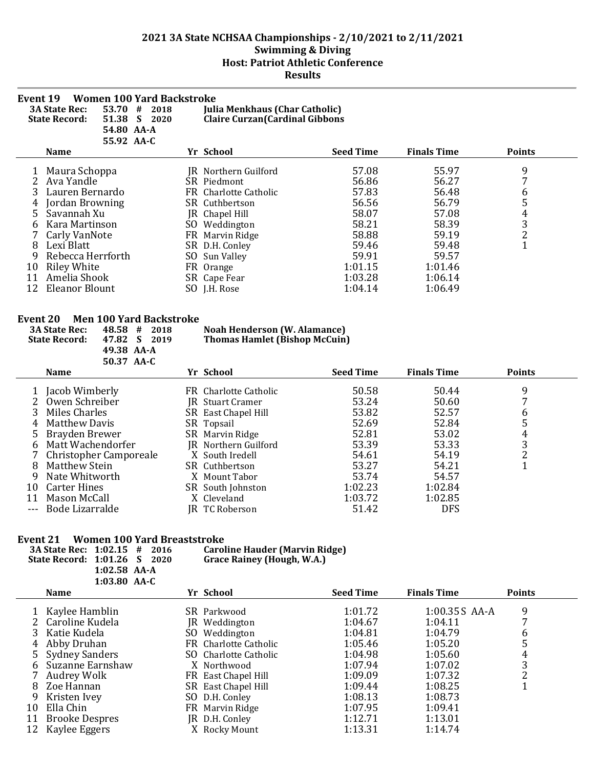# 2021 3A State NCHSAA Championships - 2/10/2021 to 2/11/2021
## Swimming & Diving
## Host: Patriot Athletic Conference
## Results

### Event 19 Women 100 Yard Backstroke

**3A State Rec:** 53.70 # 2018 **Julia Menkhaus (Char Catholic)**
**State Record:** 51.38 S 2020 **Claire Curzan(Cardinal Gibbons**
54.80 AA-A
55.92 AA-C

| | Name | Yr | School | Seed Time | Finals Time | Points |
|---|---|---|---|---|---|---|
| 1 | Maura Schoppa | JR | Northern Guilford | 57.08 | 55.97 | 9 |
| 2 | Ava Yandle | SR | Piedmont | 56.86 | 56.27 | 7 |
| 3 | Lauren Bernardo | FR | Charlotte Catholic | 57.83 | 56.48 | 6 |
| 4 | Jordan Browning | SR | Cuthbertson | 56.56 | 56.79 | 5 |
| 5 | Savannah Xu | JR | Chapel Hill | 58.07 | 57.08 | 4 |
| 6 | Kara Martinson | SO | Weddington | 58.21 | 58.39 | 3 |
| 7 | Carly VanNote | FR | Marvin Ridge | 58.88 | 59.19 | 2 |
| 8 | Lexi Blatt | SR | D.H. Conley | 59.46 | 59.48 | 1 |
| 9 | Rebecca Herrforth | SO | Sun Valley | 59.91 | 59.57 | |
| 10 | Riley White | FR | Orange | 1:01.15 | 1:01.46 | |
| 11 | Amelia Shook | SR | Cape Fear | 1:03.28 | 1:06.14 | |
| 12 | Eleanor Blount | SO | J.H. Rose | 1:04.14 | 1:06.49 | |

### Event 20 Men 100 Yard Backstroke

**3A State Rec:** 48.58 # 2018 **Noah Henderson (W. Alamance)**
**State Record:** 47.82 S 2019 **Thomas Hamlet (Bishop McCuin)**
49.38 AA-A
50.37 AA-C

| | Name | Yr | School | Seed Time | Finals Time | Points |
|---|---|---|---|---|---|---|
| 1 | Jacob Wimberly | FR | Charlotte Catholic | 50.58 | 50.44 | 9 |
| 2 | Owen Schreiber | JR | Stuart Cramer | 53.24 | 50.60 | 7 |
| 3 | Miles Charles | SR | East Chapel Hill | 53.82 | 52.57 | 6 |
| 4 | Matthew Davis | SR | Topsail | 52.69 | 52.84 | 5 |
| 5 | Brayden Brewer | SR | Marvin Ridge | 52.81 | 53.02 | 4 |
| 6 | Matt Wachendorfer | JR | Northern Guilford | 53.39 | 53.33 | 3 |
| 7 | Christopher Camporeale | X | South Iredell | 54.61 | 54.19 | 2 |
| 8 | Matthew Stein | SR | Cuthbertson | 53.27 | 54.21 | 1 |
| 9 | Nate Whitworth | X | Mount Tabor | 53.74 | 54.57 | |
| 10 | Carter Hines | SR | South Johnston | 1:02.23 | 1:02.84 | |
| 11 | Mason McCall | X | Cleveland | 1:03.72 | 1:02.85 | |
| --- | Bode Lizarralde | JR | TC Roberson | 51.42 | DFS | |

### Event 21 Women 100 Yard Breaststroke

**3A State Rec:** 1:02.15 # 2016 **Caroline Hauder (Marvin Ridge)**
**State Record:** 1:01.26 S 2020 **Grace Rainey (Hough, W.A.)**
1:02.58 AA-A
1:03.80 AA-C

| | Name | Yr | School | Seed Time | Finals Time | Points |
|---|---|---|---|---|---|---|
| 1 | Kaylee Hamblin | SR | Parkwood | 1:01.72 | 1:00.35 S AA-A | 9 |
| 2 | Caroline Kudela | JR | Weddington | 1:04.67 | 1:04.11 | 7 |
| 3 | Katie Kudela | SO | Weddington | 1:04.81 | 1:04.79 | 6 |
| 4 | Abby Druhan | FR | Charlotte Catholic | 1:05.46 | 1:05.20 | 5 |
| 5 | Sydney Sanders | SO | Charlotte Catholic | 1:04.98 | 1:05.60 | 4 |
| 6 | Suzanne Earnshaw | X | Northwood | 1:07.94 | 1:07.02 | 3 |
| 7 | Audrey Wolk | FR | East Chapel Hill | 1:09.09 | 1:07.32 | 2 |
| 8 | Zoe Hannan | SR | East Chapel Hill | 1:09.44 | 1:08.25 | 1 |
| 9 | Kristen Ivey | SO | D.H. Conley | 1:08.13 | 1:08.73 | |
| 10 | Ella Chin | FR | Marvin Ridge | 1:07.95 | 1:09.41 | |
| 11 | Brooke Despres | JR | D.H. Conley | 1:12.71 | 1:13.01 | |
| 12 | Kaylee Eggers | X | Rocky Mount | 1:13.31 | 1:14.74 | |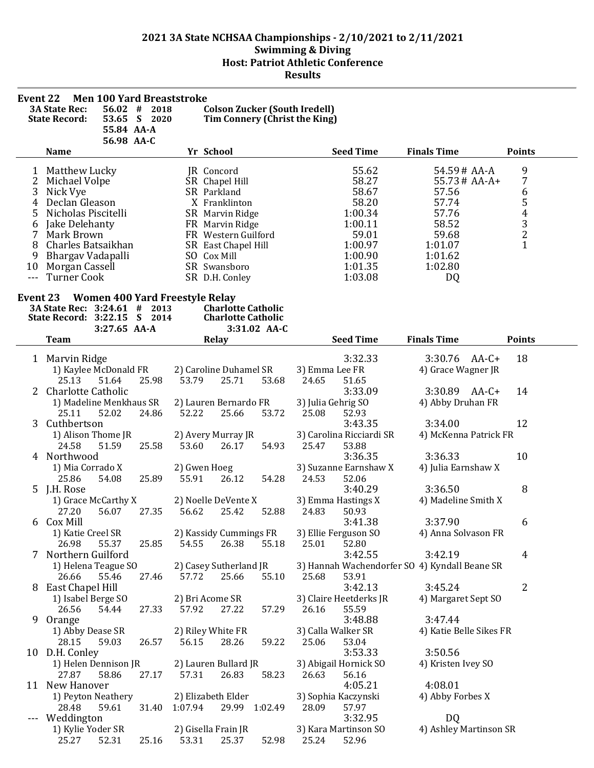# 2021 3A State NCHSAA Championships - 2/10/2021 to 2/11/2021
## Swimming & Diving
## Host: Patriot Athletic Conference
## Results

### Event 22 Men 100 Yard Breaststroke

| | | | |
|---|---|---|---|
| 3A State Rec: | 56.02 # | 2018 | Colson Zucker (South Iredell) |
| State Record: | 53.65 S | 2020 | Tim Connery (Christ the King) |
| | 55.84 AA-A | | |
| | 56.98 AA-C | | |

| | Name | Yr | School | Seed Time | Finals Time | Points |
|---|---|---|---|---|---|---|
| 1 | Matthew Lucky | JR | Concord | 55.62 | 54.59 # AA-A | 9 |
| 2 | Michael Volpe | SR | Chapel Hill | 58.27 | 55.73 # AA-A+ | 7 |
| 3 | Nick Vye | SR | Parkland | 58.67 | 57.56 | 6 |
| 4 | Declan Gleason | X | Franklinton | 58.20 | 57.74 | 5 |
| 5 | Nicholas Piscitelli | SR | Marvin Ridge | 1:00.34 | 57.76 | 4 |
| 6 | Jake Delehanty | FR | Marvin Ridge | 1:00.11 | 58.52 | 3 |
| 7 | Mark Brown | FR | Western Guilford | 59.01 | 59.68 | 2 |
| 8 | Charles Batsaikhan | SR | East Chapel Hill | 1:00.97 | 1:01.07 | 1 |
| 9 | Bhargav Vadapalli | SO | Cox Mill | 1:00.90 | 1:01.62 | |
| 10 | Morgan Cassell | SR | Swansboro | 1:01.35 | 1:02.80 | |
| --- | Turner Cook | SR | D.H. Conley | 1:03.08 | DQ | |

### Event 23 Women 400 Yard Freestyle Relay

| | | | |
|---|---|---|---|
| 3A State Rec: | 3:24.61 # | 2013 | Charlotte Catholic |
| State Record: | 3:22.15 S | 2014 | Charlotte Catholic |
| | 3:27.65 AA-A | | 3:31.02 AA-C |

| | Team | Relay | Seed Time | Finals Time | Points |
|---|---|---|---|---|---|
| 1 | Marvin Ridge | | 3:32.33 | 3:30.76 AA-C+ | 18 |
| | 1) Kaylee McDonald FR; 2) Caroline Duhamel SR; 3) Emma Lee FR; 4) Grace Wagner JR | | | | |
| | 25.13 51.64 25.98 53.79 25.71 53.68 24.65 51.65 | | | | |
| 2 | Charlotte Catholic | | 3:33.09 | 3:30.89 AA-C+ | 14 |
| | 1) Madeline Menkhaus SR; 2) Lauren Bernardo FR; 3) Julia Gehrig SO; 4) Abby Druhan FR | | | | |
| | 25.11 52.02 24.86 52.22 25.66 53.72 25.08 52.93 | | | | |
| 3 | Cuthbertson | | 3:43.35 | 3:34.00 | 12 |
| | 1) Alison Thome JR; 2) Avery Murray JR; 3) Carolina Ricciardi SR; 4) McKenna Patrick FR | | | | |
| | 24.58 51.59 25.58 53.60 26.17 54.93 25.47 53.88 | | | | |
| 4 | Northwood | | 3:36.35 | 3:36.33 | 10 |
| | 1) Mia Corrado X; 2) Gwen Hoeg; 3) Suzanne Earnshaw X; 4) Julia Earnshaw X | | | | |
| | 25.86 54.08 25.89 55.91 26.12 54.28 24.53 52.06 | | | | |
| 5 | J.H. Rose | | 3:40.29 | 3:36.50 | 8 |
| | 1) Grace McCarthy X; 2) Noelle DeVente X; 3) Emma Hastings X; 4) Madeline Smith X | | | | |
| | 27.20 56.07 27.35 56.62 25.42 52.88 24.83 50.93 | | | | |
| 6 | Cox Mill | | 3:41.38 | 3:37.90 | 6 |
| | 1) Katie Creel SR; 2) Kassidy Cummings FR; 3) Ellie Ferguson SO; 4) Anna Solvason FR | | | | |
| | 26.98 55.37 25.85 54.55 26.38 55.18 25.01 52.80 | | | | |
| 7 | Northern Guilford | | 3:42.55 | 3:42.19 | 4 |
| | 1) Helena Teague SO; 2) Casey Sutherland JR; 3) Hannah Wachendorfer SO; 4) Kyndall Beane SR | | | | |
| | 26.66 55.46 27.46 57.72 25.66 55.10 25.68 53.91 | | | | |
| 8 | East Chapel Hill | | 3:42.13 | 3:45.24 | 2 |
| | 1) Isabel Berge SO; 2) Bri Acome SR; 3) Claire Heetderks JR; 4) Margaret Sept SO | | | | |
| | 26.56 54.44 27.33 57.92 27.22 57.29 26.16 55.59 | | | | |
| 9 | Orange | | 3:48.88 | 3:47.44 | |
| | 1) Abby Dease SR; 2) Riley White FR; 3) Calla Walker SR; 4) Katie Belle Sikes FR | | | | |
| | 28.15 59.03 26.57 56.15 28.26 59.22 25.06 53.04 | | | | |
| 10 | D.H. Conley | | 3:53.33 | 3:50.56 | |
| | 1) Helen Dennison JR; 2) Lauren Bullard JR; 3) Abigail Hornick SO; 4) Kristen Ivey SO | | | | |
| | 27.87 58.86 27.17 57.31 26.83 58.23 26.63 56.16 | | | | |
| 11 | New Hanover | | 4:05.21 | 4:08.01 | |
| | 1) Peyton Neathery; 2) Elizabeth Elder; 3) Sophia Kaczynski; 4) Abby Forbes X | | | | |
| | 28.48 59.61 31.40 1:07.94 29.99 1:02.49 28.09 57.97 | | | | |
| --- | Weddington | | 3:32.95 | DQ | |
| | 1) Kylie Yoder SR; 2) Gisella Frain JR; 3) Kara Martinson SO; 4) Ashley Martinson SR | | | | |
| | 25.27 52.31 25.16 53.31 25.37 52.98 25.24 52.96 | | | | |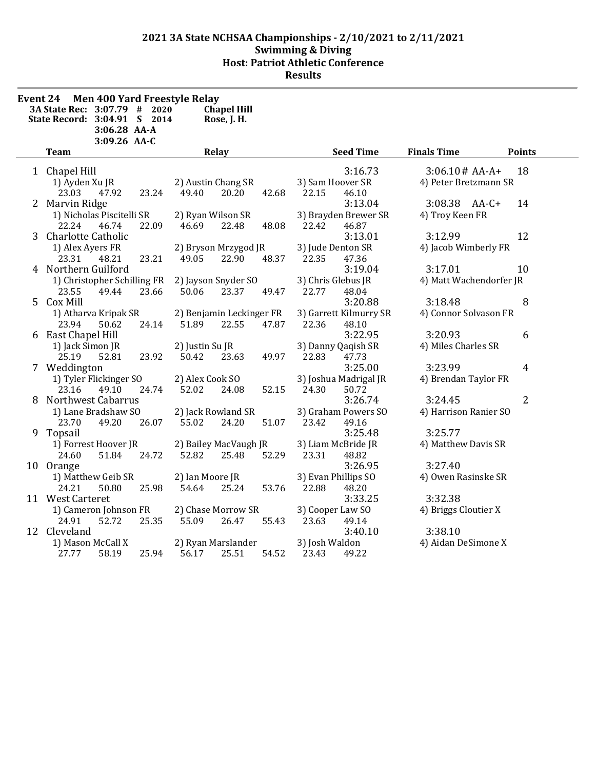# 2021 3A State NCHSAA Championships - 2/10/2021 to 2/11/2021
## Swimming & Diving
## Host: Patriot Athletic Conference
## Results

**Event 24 Men 400 Yard Freestyle Relay**

**3A State Rec: 3:07.79 # 2020 Chapel Hill**
**State Record: 3:04.91 S 2014 Rose, J. H.**
**3:06.28 AA-A**
**3:09.26 AA-C**

| | Team | Relay | Seed Time | Finals Time | Points |
|---|---|---|---|---|---|
| 1 | Chapel Hill | | 3:16.73 | 3:06.10 # AA-A+ | 18 |
| | 1) Ayden Xu JR | 2) Austin Chang SR | 3) Sam Hoover SR | 4) Peter Bretzmann SR | |
| | 23.03 47.92 23.24 | 49.40 20.20 42.68 | 22.15 46.10 | | |
| 2 | Marvin Ridge | | 3:13.04 | 3:08.38 AA-C+ | 14 |
| | 1) Nicholas Piscitelli SR | 2) Ryan Wilson SR | 3) Brayden Brewer SR | 4) Troy Keen FR | |
| | 22.24 46.74 22.09 | 46.69 22.48 48.08 | 22.42 46.87 | | |
| 3 | Charlotte Catholic | | 3:13.01 | 3:12.99 | 12 |
| | 1) Alex Ayers FR | 2) Bryson Mrzygod JR | 3) Jude Denton SR | 4) Jacob Wimberly FR | |
| | 23.31 48.21 23.21 | 49.05 22.90 48.37 | 22.35 47.36 | | |
| 4 | Northern Guilford | | 3:19.04 | 3:17.01 | 10 |
| | 1) Christopher Schilling FR | 2) Jayson Snyder SO | 3) Chris Glebus JR | 4) Matt Wachendorfer JR | |
| | 23.55 49.44 23.66 | 50.06 23.37 49.47 | 22.77 48.04 | | |
| 5 | Cox Mill | | 3:20.88 | 3:18.48 | 8 |
| | 1) Atharva Kripak SR | 2) Benjamin Leckinger FR | 3) Garrett Kilmurry SR | 4) Connor Solvason FR | |
| | 23.94 50.62 24.14 | 51.89 22.55 47.87 | 22.36 48.10 | | |
| 6 | East Chapel Hill | | 3:22.95 | 3:20.93 | 6 |
| | 1) Jack Simon JR | 2) Justin Su JR | 3) Danny Qaqish SR | 4) Miles Charles SR | |
| | 25.19 52.81 23.92 | 50.42 23.63 49.97 | 22.83 47.73 | | |
| 7 | Weddington | | 3:25.00 | 3:23.99 | 4 |
| | 1) Tyler Flickinger SO | 2) Alex Cook SO | 3) Joshua Madrigal JR | 4) Brendan Taylor FR | |
| | 23.16 49.10 24.74 | 52.02 24.08 52.15 | 24.30 50.72 | | |
| 8 | Northwest Cabarrus | | 3:26.74 | 3:24.45 | 2 |
| | 1) Lane Bradshaw SO | 2) Jack Rowland SR | 3) Graham Powers SO | 4) Harrison Ranier SO | |
| | 23.70 49.20 26.07 | 55.02 24.20 51.07 | 23.42 49.16 | | |
| 9 | Topsail | | 3:25.48 | 3:25.77 | |
| | 1) Forrest Hoover JR | 2) Bailey MacVaugh JR | 3) Liam McBride JR | 4) Matthew Davis SR | |
| | 24.60 51.84 24.72 | 52.82 25.48 52.29 | 23.31 48.82 | | |
| 10 | Orange | | 3:26.95 | 3:27.40 | |
| | 1) Matthew Geib SR | 2) Ian Moore JR | 3) Evan Phillips SO | 4) Owen Rasinske SR | |
| | 24.21 50.80 25.98 | 54.64 25.24 53.76 | 22.88 48.20 | | |
| 11 | West Carteret | | 3:33.25 | 3:32.38 | |
| | 1) Cameron Johnson FR | 2) Chase Morrow SR | 3) Cooper Law SO | 4) Briggs Cloutier X | |
| | 24.91 52.72 25.35 | 55.09 26.47 55.43 | 23.63 49.14 | | |
| 12 | Cleveland | | 3:40.10 | 3:38.10 | |
| | 1) Mason McCall X | 2) Ryan Marslander | 3) Josh Waldon | 4) Aidan DeSimone X | |
| | 27.77 58.19 25.94 | 56.17 25.51 54.52 | 23.43 49.22 | | |